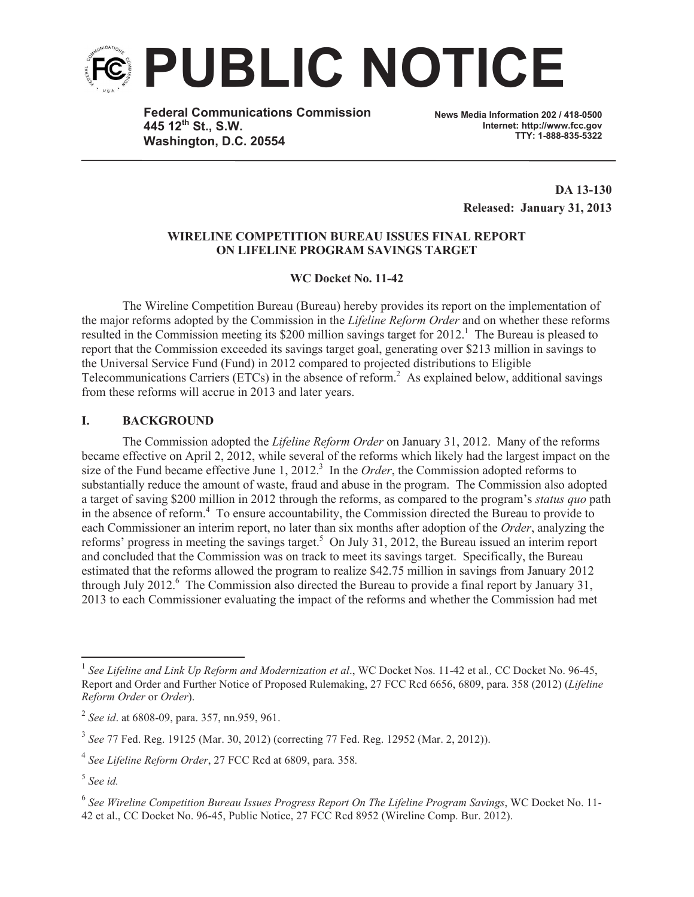# PUBLIC NOTICE

**Federal Communications Commission**
**445 12th St., S.W.**
**Washington, D.C. 20554**

News Media Information 202 / 418-0500
Internet: http://www.fcc.gov
TTY: 1-888-835-5322

**DA 13-130**
**Released: January 31, 2013**

**WIRELINE COMPETITION BUREAU ISSUES FINAL REPORT ON LIFELINE PROGRAM SAVINGS TARGET**

**WC Docket No. 11-42**

The Wireline Competition Bureau (Bureau) hereby provides its report on the implementation of the major reforms adopted by the Commission in the *Lifeline Reform Order* and on whether these reforms resulted in the Commission meeting its $200 million savings target for 2012.[1] The Bureau is pleased to report that the Commission exceeded its savings target goal, generating over $213 million in savings to the Universal Service Fund (Fund) in 2012 compared to projected distributions to Eligible Telecommunications Carriers (ETCs) in the absence of reform.[2] As explained below, additional savings from these reforms will accrue in 2013 and later years.

## I. BACKGROUND

The Commission adopted the *Lifeline Reform Order* on January 31, 2012. Many of the reforms became effective on April 2, 2012, while several of the reforms which likely had the largest impact on the size of the Fund became effective June 1, 2012.[3] In the *Order*, the Commission adopted reforms to substantially reduce the amount of waste, fraud and abuse in the program. The Commission also adopted a target of saving $200 million in 2012 through the reforms, as compared to the program's *status quo* path in the absence of reform.[4] To ensure accountability, the Commission directed the Bureau to provide to each Commissioner an interim report, no later than six months after adoption of the *Order*, analyzing the reforms' progress in meeting the savings target.[5] On July 31, 2012, the Bureau issued an interim report and concluded that the Commission was on track to meet its savings target. Specifically, the Bureau estimated that the reforms allowed the program to realize $42.75 million in savings from January 2012 through July 2012.[6] The Commission also directed the Bureau to provide a final report by January 31, 2013 to each Commissioner evaluating the impact of the reforms and whether the Commission had met

---

[1] *See Lifeline and Link Up Reform and Modernization et al*., WC Docket Nos. 11-42 et al*.,* CC Docket No. 96-45, Report and Order and Further Notice of Proposed Rulemaking, 27 FCC Rcd 6656, 6809, para. 358 (2012) (*Lifeline Reform Order* or *Order*).

[2] *See id*. at 6808-09, para. 357, nn.959, 961.

[3] *See* 77 Fed. Reg. 19125 (Mar. 30, 2012) (correcting 77 Fed. Reg. 12952 (Mar. 2, 2012)).

[4] *See Lifeline Reform Order*, 27 FCC Rcd at 6809, para*.* 358*.*

[5] *See id.*

[6] *See Wireline Competition Bureau Issues Progress Report On The Lifeline Program Savings*, WC Docket No. 11-42 et al., CC Docket No. 96-45, Public Notice, 27 FCC Rcd 8952 (Wireline Comp. Bur. 2012).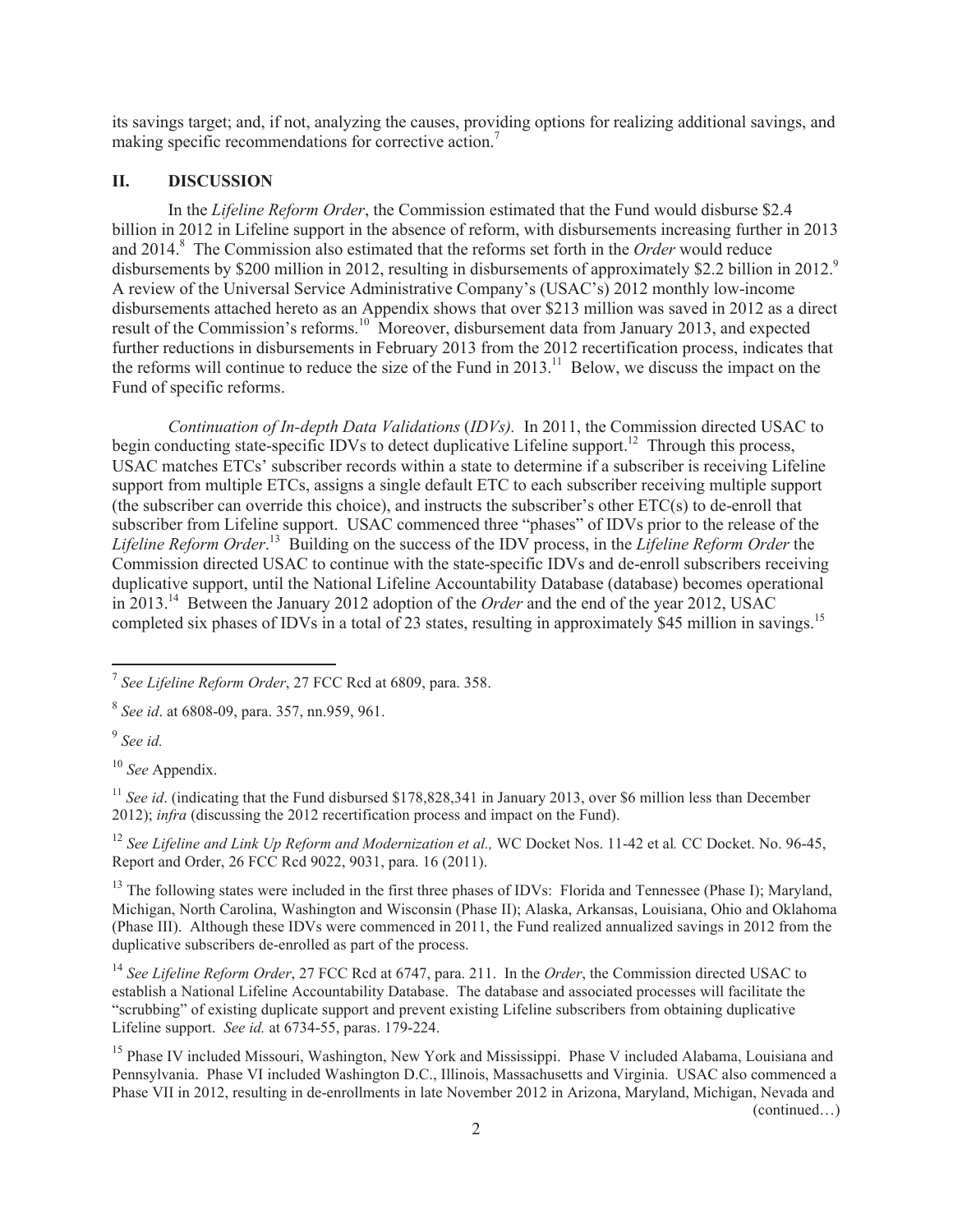its savings target; and, if not, analyzing the causes, providing options for realizing additional savings, and making specific recommendations for corrective action.[7]

## II. DISCUSSION

In the *Lifeline Reform Order*, the Commission estimated that the Fund would disburse $2.4 billion in 2012 in Lifeline support in the absence of reform, with disbursements increasing further in 2013 and 2014.[8] The Commission also estimated that the reforms set forth in the *Order* would reduce disbursements by $200 million in 2012, resulting in disbursements of approximately $2.2 billion in 2012.[9] A review of the Universal Service Administrative Company's (USAC's) 2012 monthly low-income disbursements attached hereto as an Appendix shows that over $213 million was saved in 2012 as a direct result of the Commission's reforms.[10] Moreover, disbursement data from January 2013, and expected further reductions in disbursements in February 2013 from the 2012 recertification process, indicates that the reforms will continue to reduce the size of the Fund in 2013.[11] Below, we discuss the impact on the Fund of specific reforms.

*Continuation of In-depth Data Validations* (*IDVs).* In 2011, the Commission directed USAC to begin conducting state-specific IDVs to detect duplicative Lifeline support.[12] Through this process, USAC matches ETCs' subscriber records within a state to determine if a subscriber is receiving Lifeline support from multiple ETCs, assigns a single default ETC to each subscriber receiving multiple support (the subscriber can override this choice), and instructs the subscriber's other ETC(s) to de-enroll that subscriber from Lifeline support. USAC commenced three "phases" of IDVs prior to the release of the *Lifeline Reform Order*.[13] Building on the success of the IDV process, in the *Lifeline Reform Order* the Commission directed USAC to continue with the state-specific IDVs and de-enroll subscribers receiving duplicative support, until the National Lifeline Accountability Database (database) becomes operational in 2013.[14] Between the January 2012 adoption of the *Order* and the end of the year 2012, USAC completed six phases of IDVs in a total of 23 states, resulting in approximately $45 million in savings.[15]

---

[7] *See Lifeline Reform Order*, 27 FCC Rcd at 6809, para. 358.

[8] *See id*. at 6808-09, para. 357, nn.959, 961.

[9] *See id.*

[10] *See* Appendix.

[11] *See id*. (indicating that the Fund disbursed $178,828,341 in January 2013, over $6 million less than December 2012); *infra* (discussing the 2012 recertification process and impact on the Fund).

[12] *See Lifeline and Link Up Reform and Modernization et al.,* WC Docket Nos. 11-42 et al*.* CC Docket. No. 96-45, Report and Order, 26 FCC Rcd 9022, 9031, para. 16 (2011).

[13] The following states were included in the first three phases of IDVs: Florida and Tennessee (Phase I); Maryland, Michigan, North Carolina, Washington and Wisconsin (Phase II); Alaska, Arkansas, Louisiana, Ohio and Oklahoma (Phase III). Although these IDVs were commenced in 2011, the Fund realized annualized savings in 2012 from the duplicative subscribers de-enrolled as part of the process.

[14] *See Lifeline Reform Order*, 27 FCC Rcd at 6747, para. 211. In the *Order*, the Commission directed USAC to establish a National Lifeline Accountability Database. The database and associated processes will facilitate the "scrubbing" of existing duplicate support and prevent existing Lifeline subscribers from obtaining duplicative Lifeline support. *See id.* at 6734-55, paras. 179-224.

[15] Phase IV included Missouri, Washington, New York and Mississippi. Phase V included Alabama, Louisiana and Pennsylvania. Phase VI included Washington D.C., Illinois, Massachusetts and Virginia. USAC also commenced a Phase VII in 2012, resulting in de-enrollments in late November 2012 in Arizona, Maryland, Michigan, Nevada and (continued…)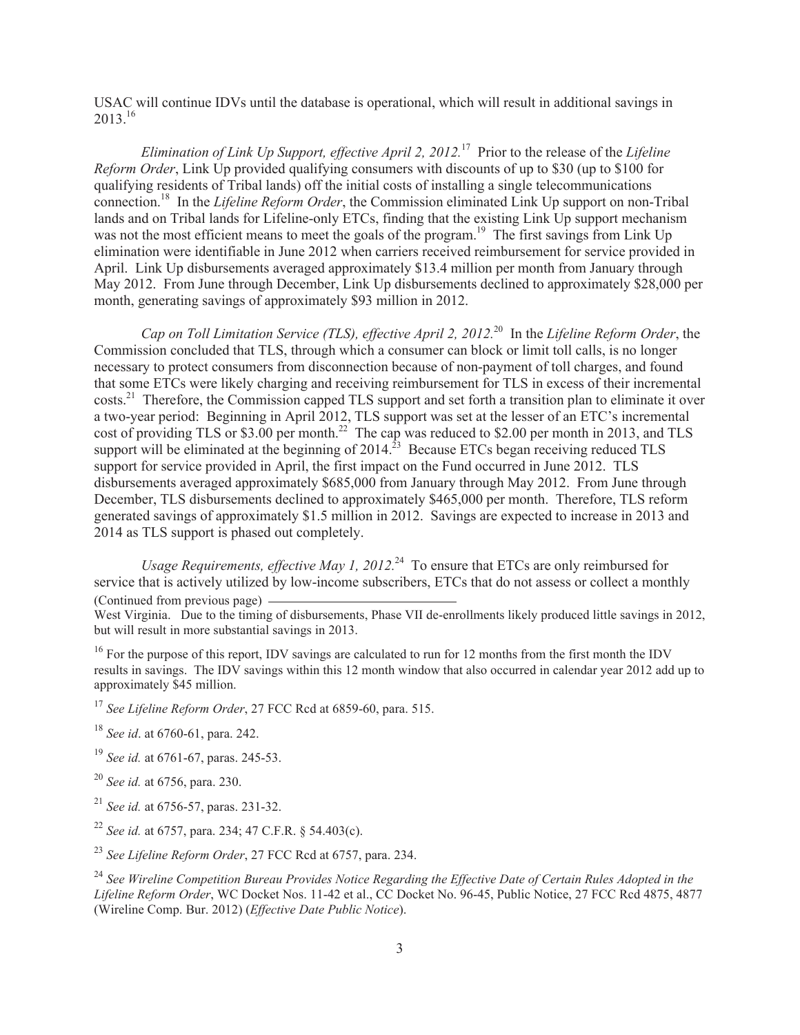USAC will continue IDVs until the database is operational, which will result in additional savings in 2013.[16]

*Elimination of Link Up Support, effective April 2, 2012.*[17] Prior to the release of the *Lifeline Reform Order*, Link Up provided qualifying consumers with discounts of up to $30 (up to $100 for qualifying residents of Tribal lands) off the initial costs of installing a single telecommunications connection.[18] In the *Lifeline Reform Order*, the Commission eliminated Link Up support on non-Tribal lands and on Tribal lands for Lifeline-only ETCs, finding that the existing Link Up support mechanism was not the most efficient means to meet the goals of the program.[19] The first savings from Link Up elimination were identifiable in June 2012 when carriers received reimbursement for service provided in April. Link Up disbursements averaged approximately $13.4 million per month from January through May 2012. From June through December, Link Up disbursements declined to approximately $28,000 per month, generating savings of approximately $93 million in 2012.

*Cap on Toll Limitation Service (TLS), effective April 2, 2012.*[20] In the *Lifeline Reform Order*, the Commission concluded that TLS, through which a consumer can block or limit toll calls, is no longer necessary to protect consumers from disconnection because of non-payment of toll charges, and found that some ETCs were likely charging and receiving reimbursement for TLS in excess of their incremental costs.[21] Therefore, the Commission capped TLS support and set forth a transition plan to eliminate it over a two-year period: Beginning in April 2012, TLS support was set at the lesser of an ETC's incremental cost of providing TLS or $3.00 per month.[22] The cap was reduced to $2.00 per month in 2013, and TLS support will be eliminated at the beginning of 2014.[23] Because ETCs began receiving reduced TLS support for service provided in April, the first impact on the Fund occurred in June 2012. TLS disbursements averaged approximately $685,000 from January through May 2012. From June through December, TLS disbursements declined to approximately $465,000 per month. Therefore, TLS reform generated savings of approximately $1.5 million in 2012. Savings are expected to increase in 2013 and 2014 as TLS support is phased out completely.

*Usage Requirements, effective May 1, 2012.*[24] To ensure that ETCs are only reimbursed for service that is actively utilized by low-income subscribers, ETCs that do not assess or collect a monthly

(Continued from previous page)

West Virginia. Due to the timing of disbursements, Phase VII de-enrollments likely produced little savings in 2012, but will result in more substantial savings in 2013.

[16] For the purpose of this report, IDV savings are calculated to run for 12 months from the first month the IDV results in savings. The IDV savings within this 12 month window that also occurred in calendar year 2012 add up to approximately $45 million.

[17] *See Lifeline Reform Order*, 27 FCC Rcd at 6859-60, para. 515.

[18] *See id*. at 6760-61, para. 242.

[19] *See id.* at 6761-67, paras. 245-53.

[20] *See id.* at 6756, para. 230.

[21] *See id.* at 6756-57, paras. 231-32.

[22] *See id.* at 6757, para. 234; 47 C.F.R. § 54.403(c).

[23] *See Lifeline Reform Order*, 27 FCC Rcd at 6757, para. 234.

[24] *See Wireline Competition Bureau Provides Notice Regarding the Effective Date of Certain Rules Adopted in the Lifeline Reform Order*, WC Docket Nos. 11-42 et al., CC Docket No. 96-45, Public Notice, 27 FCC Rcd 4875, 4877 (Wireline Comp. Bur. 2012) (*Effective Date Public Notice*).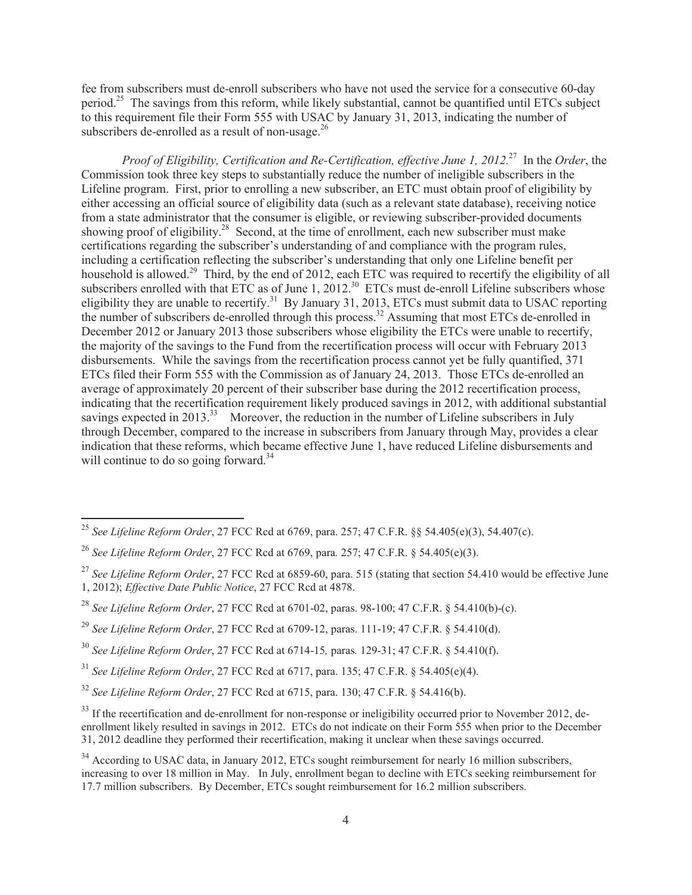fee from subscribers must de-enroll subscribers who have not used the service for a consecutive 60-day period.[25] The savings from this reform, while likely substantial, cannot be quantified until ETCs subject to this requirement file their Form 555 with USAC by January 31, 2013, indicating the number of subscribers de-enrolled as a result of non-usage.[26]

*Proof of Eligibility, Certification and Re-Certification, effective June 1, 2012.*[27] In the *Order*, the Commission took three key steps to substantially reduce the number of ineligible subscribers in the Lifeline program. First, prior to enrolling a new subscriber, an ETC must obtain proof of eligibility by either accessing an official source of eligibility data (such as a relevant state database), receiving notice from a state administrator that the consumer is eligible, or reviewing subscriber-provided documents showing proof of eligibility.[28] Second, at the time of enrollment, each new subscriber must make certifications regarding the subscriber's understanding of and compliance with the program rules, including a certification reflecting the subscriber's understanding that only one Lifeline benefit per household is allowed.[29] Third, by the end of 2012, each ETC was required to recertify the eligibility of all subscribers enrolled with that ETC as of June 1, 2012.[30] ETCs must de-enroll Lifeline subscribers whose eligibility they are unable to recertify.[31] By January 31, 2013, ETCs must submit data to USAC reporting the number of subscribers de-enrolled through this process.[32] Assuming that most ETCs de-enrolled in December 2012 or January 2013 those subscribers whose eligibility the ETCs were unable to recertify, the majority of the savings to the Fund from the recertification process will occur with February 2013 disbursements. While the savings from the recertification process cannot yet be fully quantified, 371 ETCs filed their Form 555 with the Commission as of January 24, 2013. Those ETCs de-enrolled an average of approximately 20 percent of their subscriber base during the 2012 recertification process, indicating that the recertification requirement likely produced savings in 2012, with additional substantial savings expected in 2013.[33] Moreover, the reduction in the number of Lifeline subscribers in July through December, compared to the increase in subscribers from January through May, provides a clear indication that these reforms, which became effective June 1, have reduced Lifeline disbursements and will continue to do so going forward.[34]

---

[25] *See Lifeline Reform Order*, 27 FCC Rcd at 6769, para. 257; 47 C.F.R. §§ 54.405(e)(3), 54.407(c).

[26] *See Lifeline Reform Order*, 27 FCC Rcd at 6769, para. 257; 47 C.F.R. § 54.405(e)(3).

[27] *See Lifeline Reform Order*, 27 FCC Rcd at 6859-60, para. 515 (stating that section 54.410 would be effective June 1, 2012); *Effective Date Public Notice*, 27 FCC Rcd at 4878.

[28] *See Lifeline Reform Order*, 27 FCC Rcd at 6701-02, paras. 98-100; 47 C.F.R. § 54.410(b)-(c).

[29] *See Lifeline Reform Order*, 27 FCC Rcd at 6709-12, paras. 111-19; 47 C.F.R. § 54.410(d).

[30] *See Lifeline Reform Order*, 27 FCC Rcd at 6714-15, paras. 129-31; 47 C.F.R. § 54.410(f).

[31] *See Lifeline Reform Order*, 27 FCC Rcd at 6717, para. 135; 47 C.F.R. § 54.405(e)(4).

[32] *See Lifeline Reform Order*, 27 FCC Rcd at 6715, para. 130; 47 C.F.R. § 54.416(b).

[33] If the recertification and de-enrollment for non-response or ineligibility occurred prior to November 2012, de-enrollment likely resulted in savings in 2012. ETCs do not indicate on their Form 555 when prior to the December 31, 2012 deadline they performed their recertification, making it unclear when these savings occurred.

[34] According to USAC data, in January 2012, ETCs sought reimbursement for nearly 16 million subscribers, increasing to over 18 million in May. In July, enrollment began to decline with ETCs seeking reimbursement for 17.7 million subscribers. By December, ETCs sought reimbursement for 16.2 million subscribers.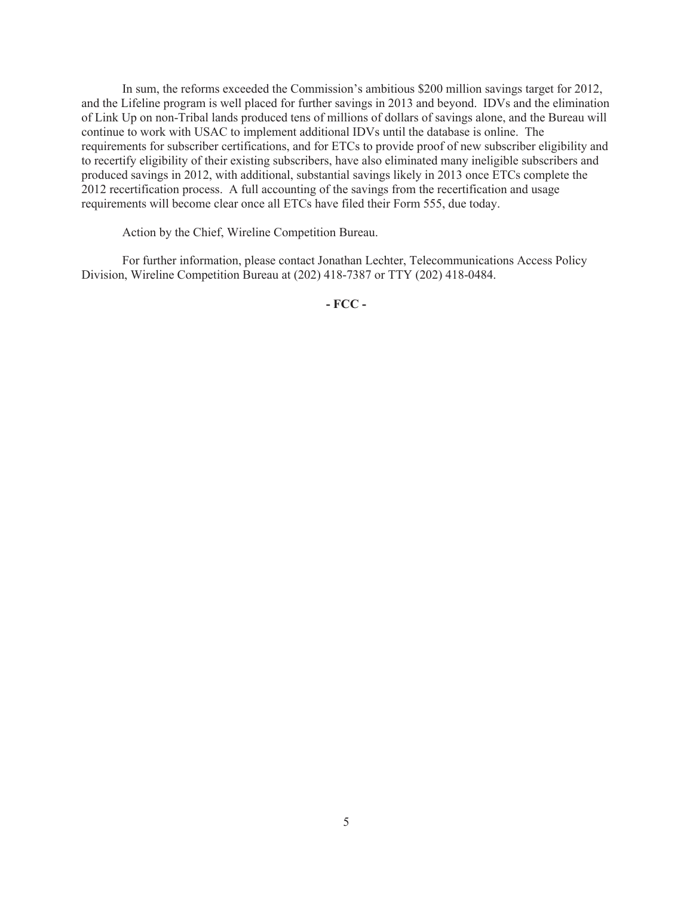In sum, the reforms exceeded the Commission's ambitious $200 million savings target for 2012, and the Lifeline program is well placed for further savings in 2013 and beyond. IDVs and the elimination of Link Up on non-Tribal lands produced tens of millions of dollars of savings alone, and the Bureau will continue to work with USAC to implement additional IDVs until the database is online. The requirements for subscriber certifications, and for ETCs to provide proof of new subscriber eligibility and to recertify eligibility of their existing subscribers, have also eliminated many ineligible subscribers and produced savings in 2012, with additional, substantial savings likely in 2013 once ETCs complete the 2012 recertification process. A full accounting of the savings from the recertification and usage requirements will become clear once all ETCs have filed their Form 555, due today.

Action by the Chief, Wireline Competition Bureau.

For further information, please contact Jonathan Lechter, Telecommunications Access Policy Division, Wireline Competition Bureau at (202) 418-7387 or TTY (202) 418-0484.

**- FCC -**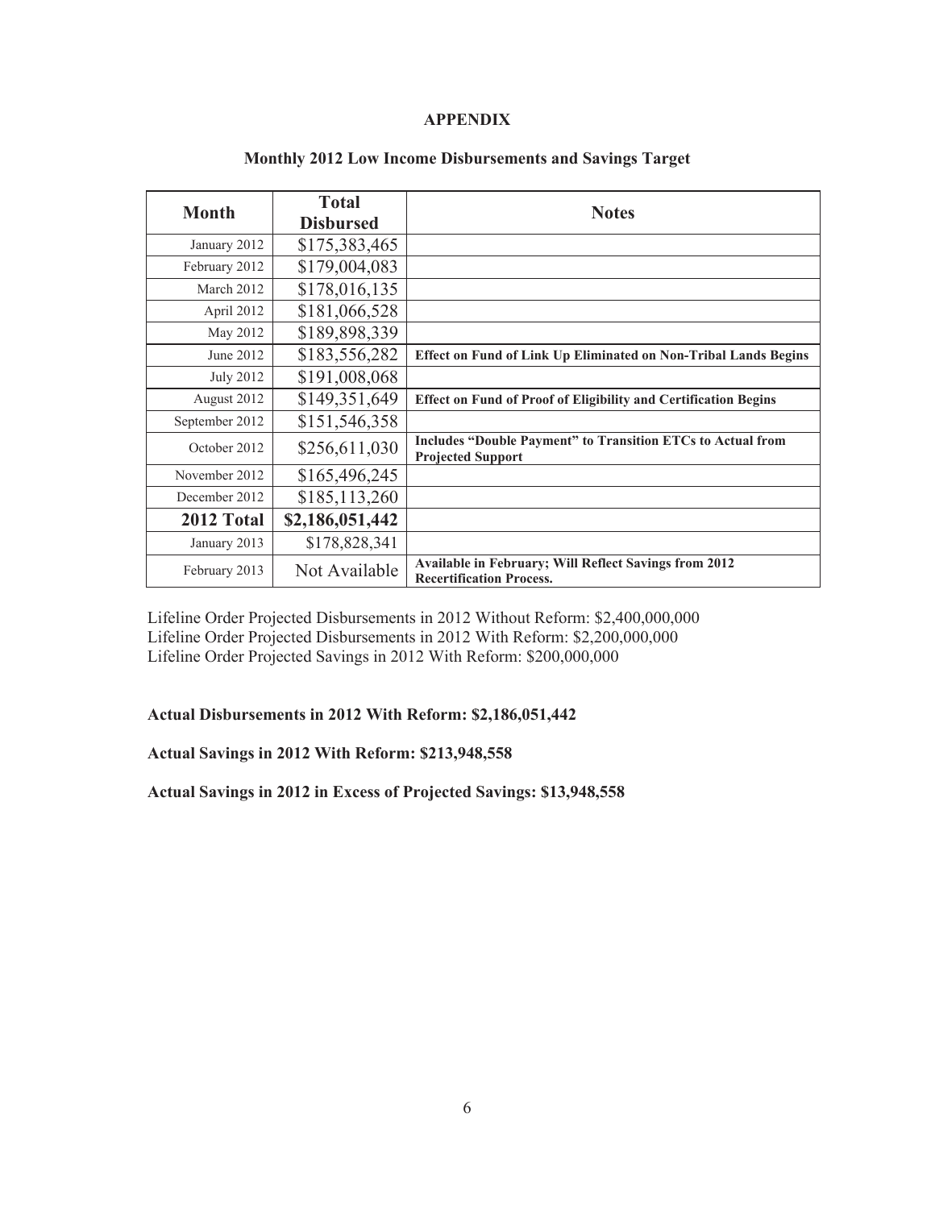# APPENDIX

## Monthly 2012 Low Income Disbursements and Savings Target

| Month | Total Disbursed | Notes |
|---|---|---|
| January 2012 | $175,383,465 | |
| February 2012 | $179,004,083 | |
| March 2012 | $178,016,135 | |
| April 2012 | $181,066,528 | |
| May 2012 | $189,898,339 | |
| June 2012 | $183,556,282 | **Effect on Fund of Link Up Eliminated on Non-Tribal Lands Begins** |
| July 2012 | $191,008,068 | |
| August 2012 | $149,351,649 | **Effect on Fund of Proof of Eligibility and Certification Begins** |
| September 2012 | $151,546,358 | |
| October 2012 | $256,611,030 | **Includes "Double Payment" to Transition ETCs to Actual from Projected Support** |
| November 2012 | $165,496,245 | |
| December 2012 | $185,113,260 | |
| **2012 Total** | **$2,186,051,442** | |
| January 2013 | $178,828,341 | |
| February 2013 | Not Available | **Available in February; Will Reflect Savings from 2012 Recertification Process.** |

Lifeline Order Projected Disbursements in 2012 Without Reform: $2,400,000,000
Lifeline Order Projected Disbursements in 2012 With Reform: $2,200,000,000
Lifeline Order Projected Savings in 2012 With Reform: $200,000,000

**Actual Disbursements in 2012 With Reform: $2,186,051,442**

**Actual Savings in 2012 With Reform: $213,948,558**

**Actual Savings in 2012 in Excess of Projected Savings: $13,948,558**